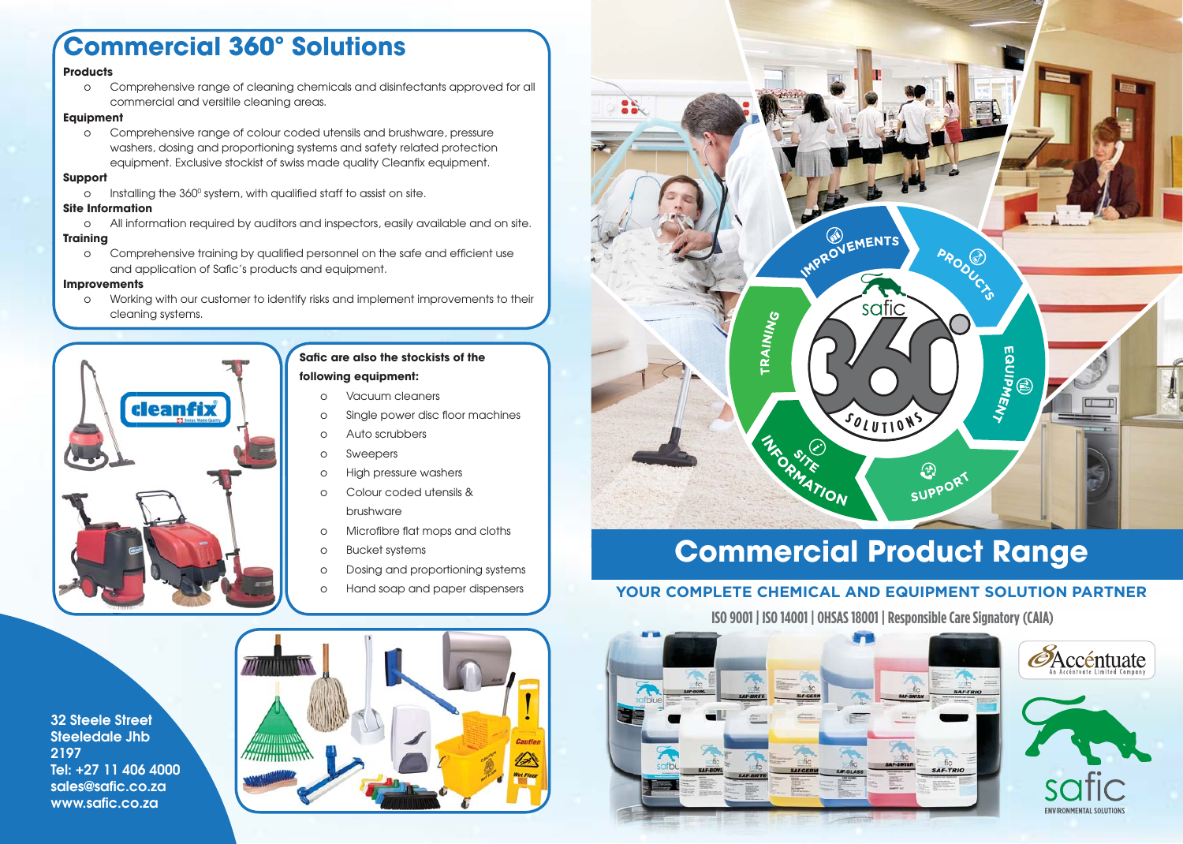# Commercial 360° Solutions

**Products**

- Comprehensive range of cleaning chemicals and disinfectants approved for all commercial and versitile cleaning areas.

**Equipment**

- Comprehensive range of colour coded utensils and brushware, pressure washers, dosing and proportioning systems and safety related protection equipment. Exclusive stockist of swiss made quality Cleanfix equipment.

**Support**

- Installing the 360° system, with qualified staff to assist on site.

**Site Information**

- All information required by auditors and inspectors, easily available and on site.

**Training**

- Comprehensive training by qualified personnel on the safe and efficient use and application of Safic's products and equipment.

**Improvements**

- Working with our customer to identify risks and implement improvements to their cleaning systems.

**Safic are also the stockists of the following equipment:**

- Vacuum cleaners
- Single power disc floor machines
- Auto scrubbers
- Sweepers
- High pressure washers
- Colour coded utensils & brushware
- Microfibre flat mops and cloths
- Bucket systems
- Dosing and proportioning systems
- Hand soap and paper dispensers

32 Steele Street
Steeledale Jhb
2197
Tel: +27 11 406 4000
sales@safic.co.za
www.safic.co.za

# Commercial Product Range

## YOUR COMPLETE CHEMICAL AND EQUIPMENT SOLUTION PARTNER

ISO 9001 | ISO 14001 | OHSAS 18001 | Responsible Care Signatory (CAIA)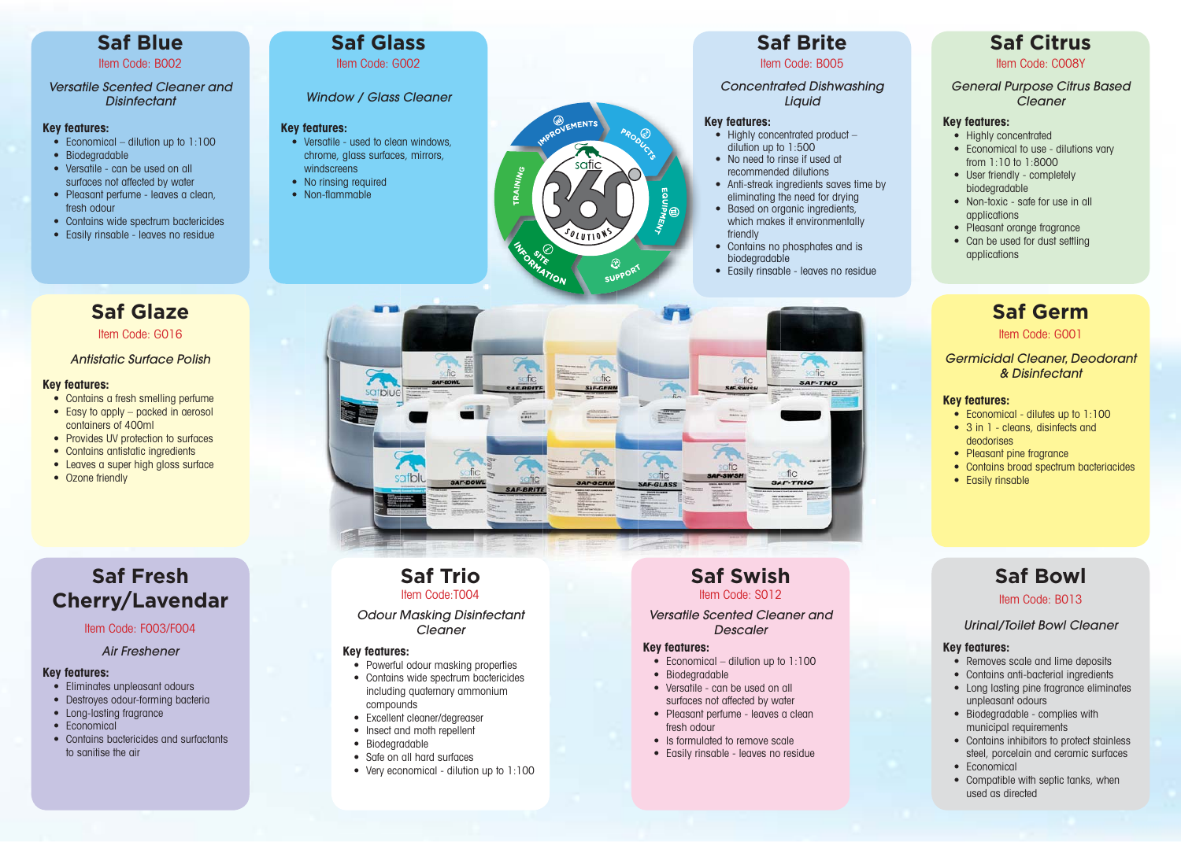## Saf Blue

Item Code: B002

*Versatile Scented Cleaner and Disinfectant*

**Key features:**

- Economical – dilution up to 1:100
- Biodegradable
- Versatile - can be used on all surfaces not affected by water
- Pleasant perfume - leaves a clean, fresh odour
- Contains wide spectrum bactericides
- Easily rinsable - leaves no residue

## Saf Glass

Item Code: G002

*Window / Glass Cleaner*

**Key features:**

- Versatile - used to clean windows, chrome, glass surfaces, mirrors, windscreens
- No rinsing required
- Non-flammable

## Saf Brite

Item Code: B005

*Concentrated Dishwashing Liquid*

**Key features:**

- Highly concentrated product – dilution up to 1:500
- No need to rinse if used at recommended dilutions
- Anti-streak ingredients saves time by eliminating the need for drying
- Based on organic ingredients, which makes it environmentally friendly
- Contains no phosphates and is biodegradable
- Easily rinsable - leaves no residue

## Saf Citrus

Item Code: C008Y

*General Purpose Citrus Based Cleaner*

**Key features:**

- Highly concentrated
- Economical to use - dilutions vary from 1:10 to 1:8000
- User friendly - completely biodegradable
- Non-toxic - safe for use in all applications
- Pleasant orange fragrance
- Can be used for dust settling applications

IMPROVEMENTS
PRODUCTS
EQUIPMENT
SUPPORT
SITE INFORMATION
TRAINING
safic
360
SOLUTIONS

## Saf Glaze

Item Code: G016

*Antistatic Surface Polish*

**Key features:**

- Contains a fresh smelling perfume
- Easy to apply – packed in aerosol containers of 400ml
- Provides UV protection to surfaces
- Contains antistatic ingredients
- Leaves a super high gloss surface
- Ozone friendly

## Saf Germ

Item Code: G001

*Germicidal Cleaner, Deodorant & Disinfectant*

**Key features:**

- Economical - dilutes up to 1:100
- 3 in 1 - cleans, disinfects and deodorises
- Pleasant pine fragrance
- Contains broad spectrum bacteriacides
- Easily rinsable

## Saf Fresh Cherry/Lavendar

Item Code: F003/F004

*Air Freshener*

**Key features:**

- Eliminates unpleasant odours
- Destroyes odour-forming bacteria
- Long-lasting fragrance
- Economical
- Contains bactericides and surfactants to sanitise the air

## Saf Trio

Item Code:T004

*Odour Masking Disinfectant Cleaner*

**Key features:**

- Powerful odour masking properties
- Contains wide spectrum bactericides including quaternary ammonium compounds
- Excellent cleaner/degreaser
- Insect and moth repellent
- Biodegradable
- Safe on all hard surfaces
- Very economical - dilution up to 1:100

## Saf Swish

Item Code: S012

*Versatile Scented Cleaner and Descaler*

**Key features:**

- Economical – dilution up to 1:100
- Biodegradable
- Versatile - can be used on all surfaces not affected by water
- Pleasant perfume - leaves a clean fresh odour
- Is formulated to remove scale
- Easily rinsable - leaves no residue

## Saf Bowl

Item Code: B013

*Urinal/Toilet Bowl Cleaner*

**Key features:**

- Removes scale and lime deposits
- Contains anti-bacterial ingredients
- Long lasting pine fragrance eliminates unpleasant odours
- Biodegradable - complies with municipal requirements
- Contains inhibitors to protect stainless steel, porcelain and ceramic surfaces
- Economical
- Compatible with septic tanks, when used as directed